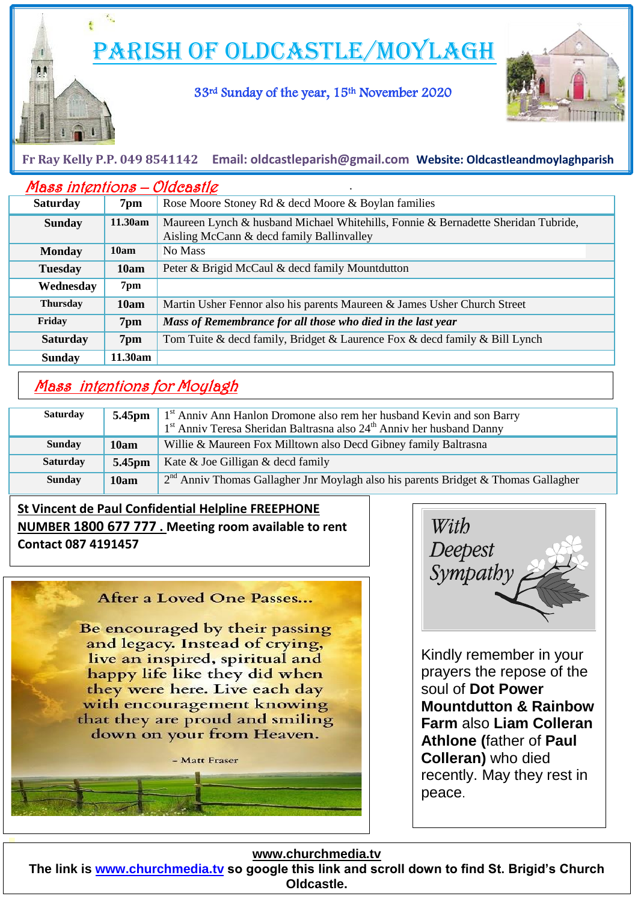# PARISH OF OLDCASTLE/MOYLAGH

33rd Sunday of the year, 15th November 2020

**Fr Ray Kelly P.P. 049 8541142    Email: oldcastleparish@gmail.com    Website: Oldcastleandmoylaghparish**

## *Mass intentions – Oldcastle*

| | | |
|---|---|---|
| **Saturday** | **7pm** | Rose Moore Stoney Rd & decd Moore & Boylan families |
| **Sunday** | **11.30am** | Maureen Lynch & husband Michael Whitehills, Fonnie & Bernadette Sheridan Tubride, Aisling McCann & decd family Ballinvalley |
| **Monday** | **10am** | No Mass |
| **Tuesday** | **10am** | Peter & Brigid McCaul & decd family Mountdutton |
| **Wednesday** | **7pm** | |
| **Thursday** | **10am** | Martin Usher Fennor also his parents Maureen & James Usher Church Street |
| **Friday** | **7pm** | ***Mass of Remembrance for all those who died in the last year*** |
| **Saturday** | **7pm** | Tom Tuite & decd family, Bridget & Laurence Fox & decd family & Bill Lynch |
| **Sunday** | **11.30am** | |

## *Mass intentions for Moylagh*

| | | |
|---|---|---|
| **Saturday** | **5.45pm** | 1st Anniv Ann Hanlon Dromone also rem her husband Kevin and son Barry<br>1st Anniv Teresa Sheridan Baltrasna also 24th Anniv her husband Danny |
| **Sunday** | **10am** | Willie & Maureen Fox Milltown also Decd Gibney family Baltrasna |
| **Saturday** | **5.45pm** | Kate & Joe Gilligan & decd family |
| **Sunday** | **10am** | 2nd Anniv Thomas Gallagher Jnr Moylagh also his parents Bridget & Thomas Gallagher |

**St Vincent de Paul Confidential Helpline FREEPHONE NUMBER 1800 677 777 . Meeting room available to rent Contact 087 4191457**

After a Loved One Passes...

Be encouraged by their passing and legacy. Instead of crying, live an inspired, spiritual and happy life like they did when they were here. Live each day with encouragement knowing that they are proud and smiling down on your from Heaven.

– Matt Fraser

*With Deepest Sympathy*

Kindly remember in your prayers the repose of the soul of **Dot Power Mountdutton & Rainbow Farm** also **Liam Colleran Athlone (**father of **Paul Colleran)** who died recently. May they rest in peace.

**www.churchmedia.tv**

**The link is www.churchmedia.tv so google this link and scroll down to find St. Brigid's Church Oldcastle.**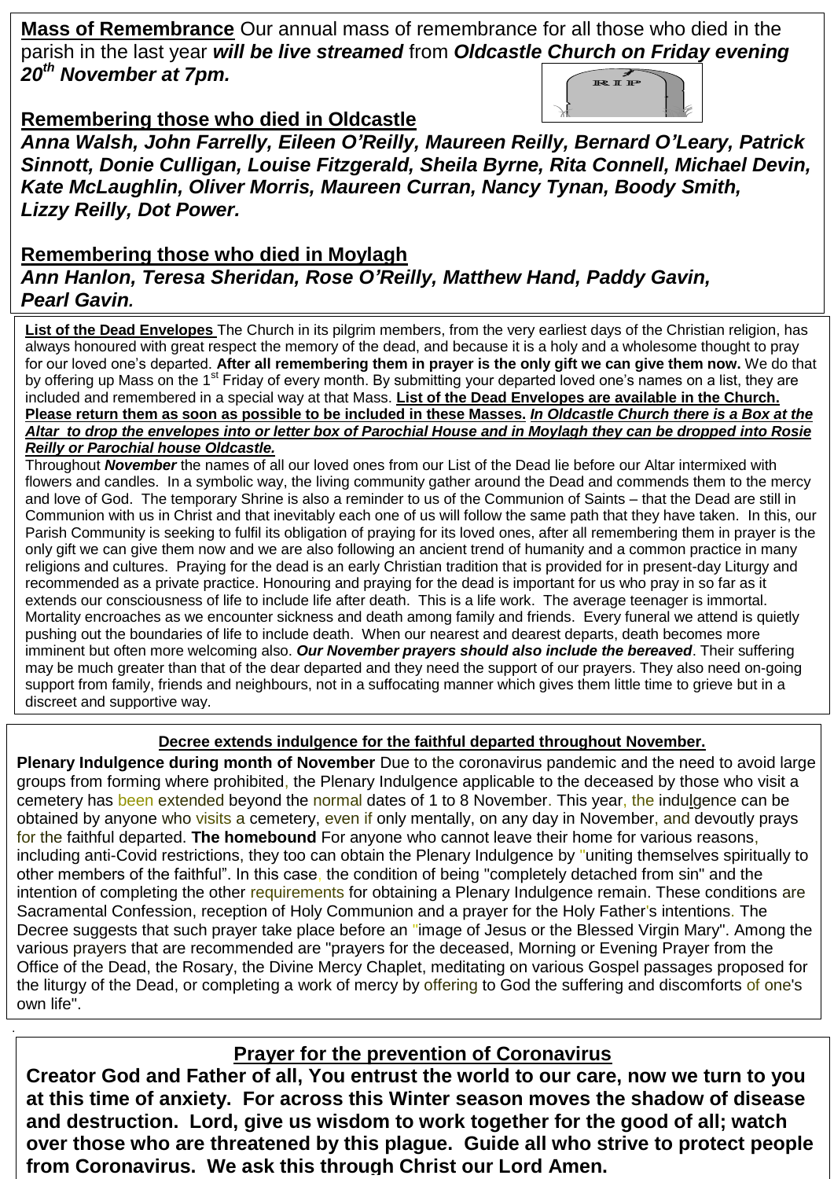**Mass of Remembrance** Our annual mass of remembrance for all those who died in the parish in the last year ***will be live streamed*** from ***Oldcastle Church on Friday evening 20th November at 7pm.***

**Remembering those who died in Oldcastle**

***Anna Walsh, John Farrelly, Eileen O'Reilly, Maureen Reilly, Bernard O'Leary, Patrick Sinnott, Donie Culligan, Louise Fitzgerald, Sheila Byrne, Rita Connell, Michael Devin, Kate McLaughlin, Oliver Morris, Maureen Curran, Nancy Tynan, Boody Smith, Lizzy Reilly, Dot Power.***

**Remembering those who died in Moylagh**

***Ann Hanlon, Teresa Sheridan, Rose O'Reilly, Matthew Hand, Paddy Gavin, Pearl Gavin.***

**List of the Dead Envelopes** The Church in its pilgrim members, from the very earliest days of the Christian religion, has always honoured with great respect the memory of the dead, and because it is a holy and a wholesome thought to pray for our loved one's departed. **After all remembering them in prayer is the only gift we can give them now.** We do that by offering up Mass on the 1st Friday of every month. By submitting your departed loved one's names on a list, they are included and remembered in a special way at that Mass. **List of the Dead Envelopes are available in the Church. Please return them as soon as possible to be included in these Masses.** ***In Oldcastle Church there is a Box at the Altar to drop the envelopes into or letter box of Parochial House and in Moylagh they can be dropped into Rosie Reilly or Parochial house Oldcastle.***

Throughout ***November*** the names of all our loved ones from our List of the Dead lie before our Altar intermixed with flowers and candles. In a symbolic way, the living community gather around the Dead and commends them to the mercy and love of God. The temporary Shrine is also a reminder to us of the Communion of Saints – that the Dead are still in Communion with us in Christ and that inevitably each one of us will follow the same path that they have taken. In this, our Parish Community is seeking to fulfil its obligation of praying for its loved ones, after all remembering them in prayer is the only gift we can give them now and we are also following an ancient trend of humanity and a common practice in many religions and cultures. Praying for the dead is an early Christian tradition that is provided for in present-day Liturgy and recommended as a private practice. Honouring and praying for the dead is important for us who pray in so far as it extends our consciousness of life to include life after death. This is a life work. The average teenager is immortal. Mortality encroaches as we encounter sickness and death among family and friends. Every funeral we attend is quietly pushing out the boundaries of life to include death. When our nearest and dearest departs, death becomes more imminent but often more welcoming also. ***Our November prayers should also include the bereaved***. Their suffering may be much greater than that of the dear departed and they need the support of our prayers. They also need on-going support from family, friends and neighbours, not in a suffocating manner which gives them little time to grieve but in a discreet and supportive way.

**Decree extends indulgence for the faithful departed throughout November.**

**Plenary Indulgence during month of November** Due to the coronavirus pandemic and the need to avoid large groups from forming where prohibited, the Plenary Indulgence applicable to the deceased by those who visit a cemetery has been extended beyond the normal dates of 1 to 8 November. This year, the indulgence can be obtained by anyone who visits a cemetery, even if only mentally, on any day in November, and devoutly prays for the faithful departed. **The homebound** For anyone who cannot leave their home for various reasons, including anti-Covid restrictions, they too can obtain the Plenary Indulgence by "uniting themselves spiritually to other members of the faithful". In this case, the condition of being "completely detached from sin" and the intention of completing the other requirements for obtaining a Plenary Indulgence remain. These conditions are Sacramental Confession, reception of Holy Communion and a prayer for the Holy Father's intentions. The Decree suggests that such prayer take place before an "image of Jesus or the Blessed Virgin Mary". Among the various prayers that are recommended are "prayers for the deceased, Morning or Evening Prayer from the Office of the Dead, the Rosary, the Divine Mercy Chaplet, meditating on various Gospel passages proposed for the liturgy of the Dead, or completing a work of mercy by offering to God the suffering and discomforts of one's own life".

**Prayer for the prevention of Coronavirus**

**Creator God and Father of all, You entrust the world to our care, now we turn to you at this time of anxiety. For across this Winter season moves the shadow of disease and destruction. Lord, give us wisdom to work together for the good of all; watch over those who are threatened by this plague. Guide all who strive to protect people from Coronavirus. We ask this through Christ our Lord Amen.**